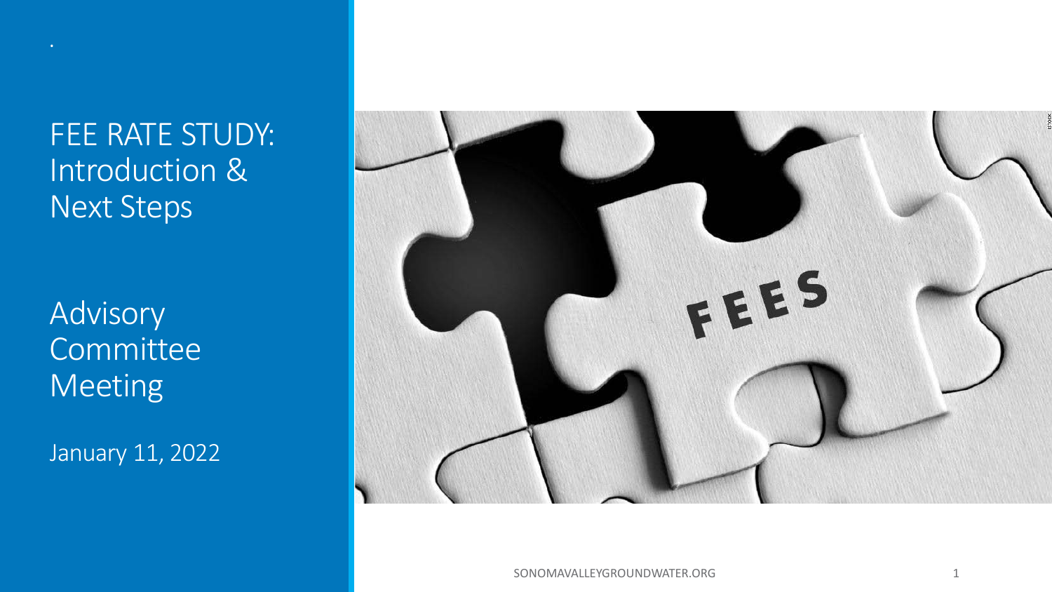# FEE RATE STUDY: Introduction & Next Steps

## Advisory Committee Meeting

January 11, 2022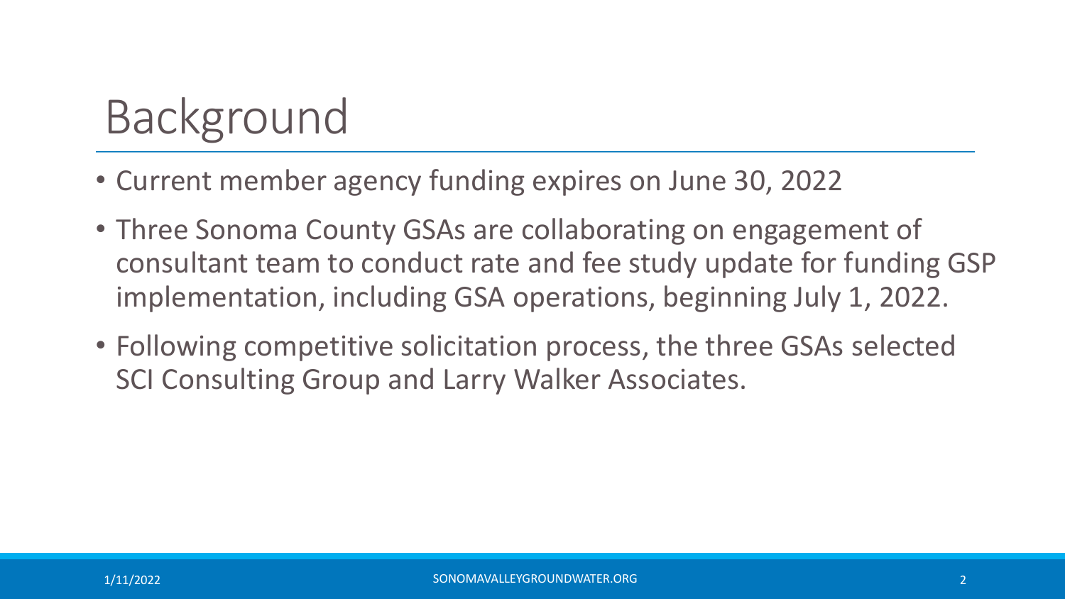# Background

- Current member agency funding expires on June 30, 2022
- Three Sonoma County GSAs are collaborating on engagement of consultant team to conduct rate and fee study update for funding GSP implementation, including GSA operations, beginning July 1, 2022.
- Following competitive solicitation process, the three GSAs selected SCI Consulting Group and Larry Walker Associates.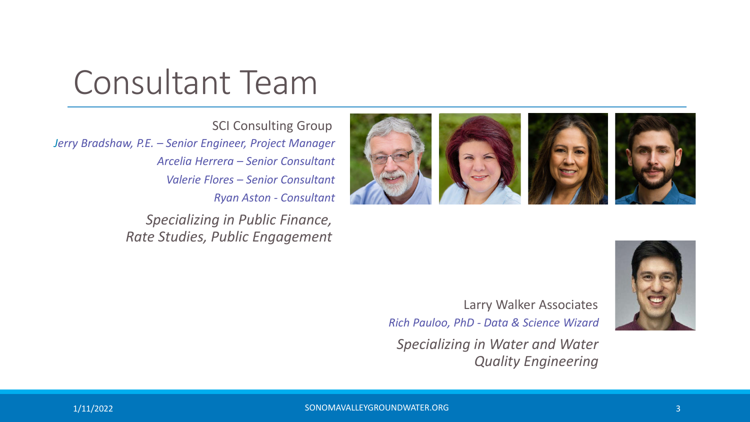# Consultant Team

SCI Consulting Group

*Jerry Bradshaw, P.E. – Senior Engineer, Project Manager*

*Arcelia Herrera – Senior Consultant*

*Valerie Flores – Senior Consultant*

*Ryan Aston - Consultant*

*Specializing in Public Finance, Rate Studies, Public Engagement*

Larry Walker Associates

*Rich Pauloo, PhD - Data & Science Wizard*

*Specializing in Water and Water Quality Engineering*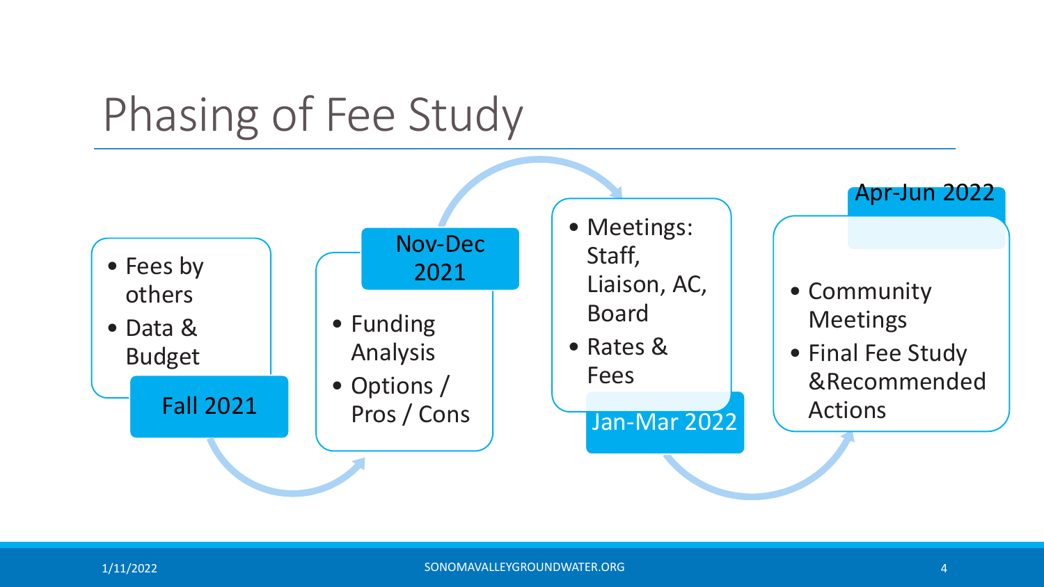# Phasing of Fee Study

## Fall 2021

- Fees by others
- Data & Budget

## Nov-Dec 2021

- Funding Analysis
- Options / Pros / Cons

## Jan-Mar 2022

- Meetings: Staff, Liaison, AC, Board
- Rates & Fees

## Apr-Jun 2022

- Community Meetings
- Final Fee Study &Recommended Actions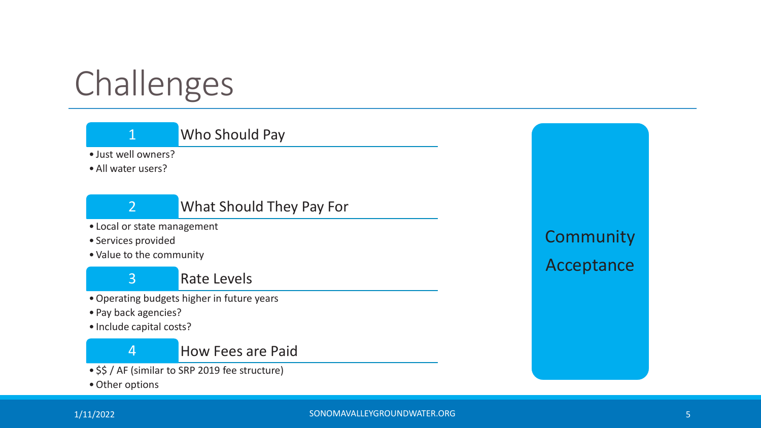# Challenges

## 1 Who Should Pay

- Just well owners?
- All water users?

## 2 What Should They Pay For

- Local or state management
- Services provided
- Value to the community

## 3 Rate Levels

- Operating budgets higher in future years
- Pay back agencies?
- Include capital costs?

## 4 How Fees are Paid

- $$ / AF (similar to SRP 2019 fee structure)
- Other options

**Community Acceptance**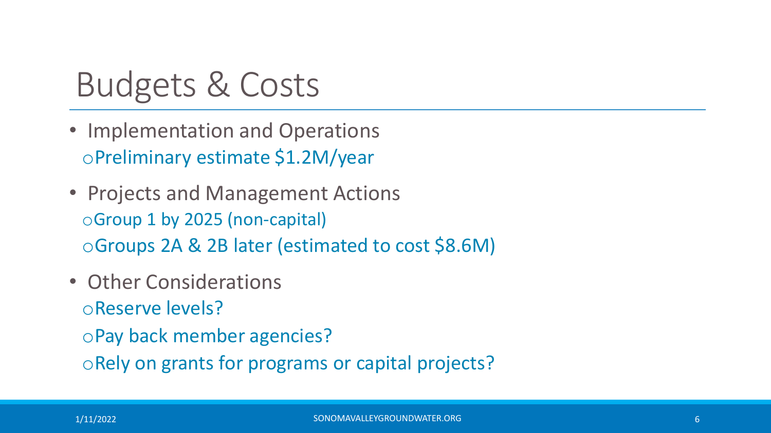# Budgets & Costs

- Implementation and Operations
  - Preliminary estimate $1.2M/year
- Projects and Management Actions
  - Group 1 by 2025 (non-capital)
  - Groups 2A & 2B later (estimated to cost $8.6M)
- Other Considerations
  - Reserve levels?
  - Pay back member agencies?
  - Rely on grants for programs or capital projects?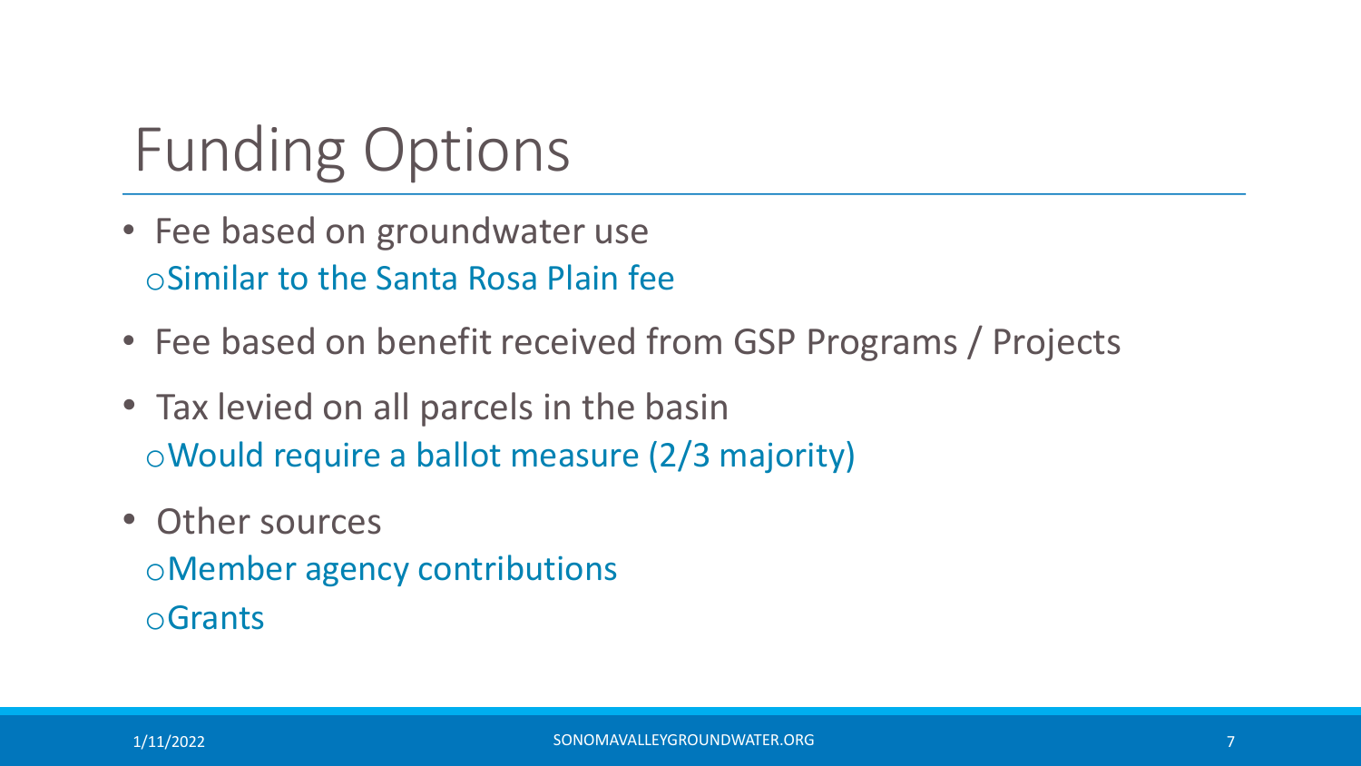# Funding Options

- Fee based on groundwater use
  - Similar to the Santa Rosa Plain fee
- Fee based on benefit received from GSP Programs / Projects
- Tax levied on all parcels in the basin
  - Would require a ballot measure (2/3 majority)
- Other sources
  - Member agency contributions
  - Grants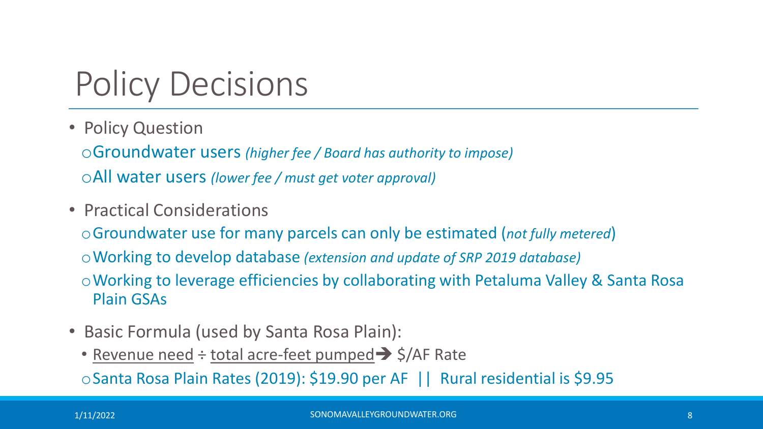# Policy Decisions

- Policy Question
  - Groundwater users *(higher fee / Board has authority to impose)*
  - All water users *(lower fee / must get voter approval)*
- Practical Considerations
  - Groundwater use for many parcels can only be estimated (*not fully metered*)
  - Working to develop database *(extension and update of SRP 2019 database)*
  - Working to leverage efficiencies by collaborating with Petaluma Valley & Santa Rosa Plain GSAs
- Basic Formula (used by Santa Rosa Plain):
  - <u>Revenue need</u> ÷ <u>total acre-feet pumped</u> ➔ $/AF Rate
  - Santa Rosa Plain Rates (2019): $19.90 per AF || Rural residential is $9.95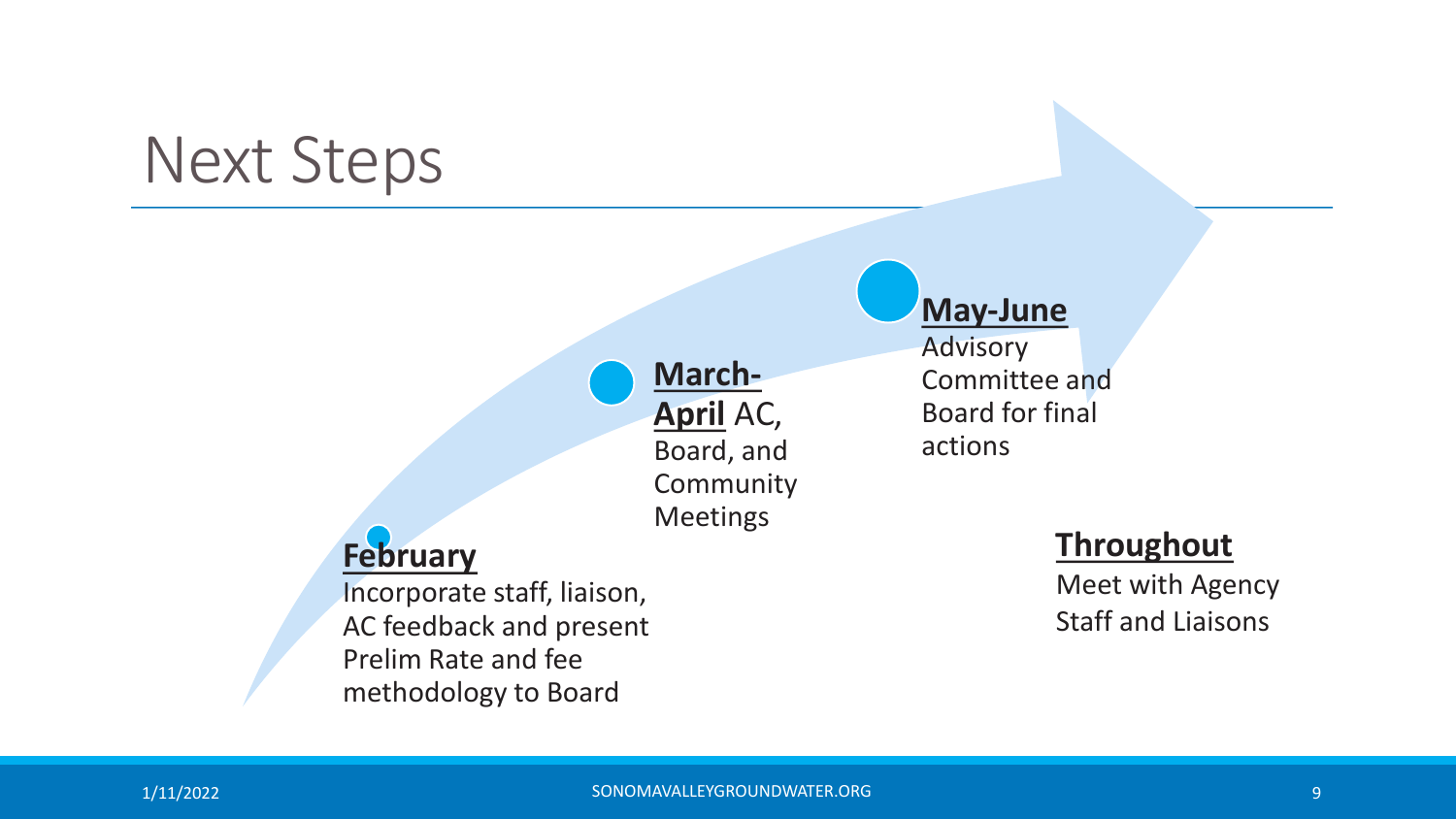# Next Steps

**February**
Incorporate staff, liaison, AC feedback and present Prelim Rate and fee methodology to Board

**March-April** AC, Board, and Community Meetings

**May-June**
Advisory Committee and Board for final actions

**Throughout**
Meet with Agency Staff and Liaisons